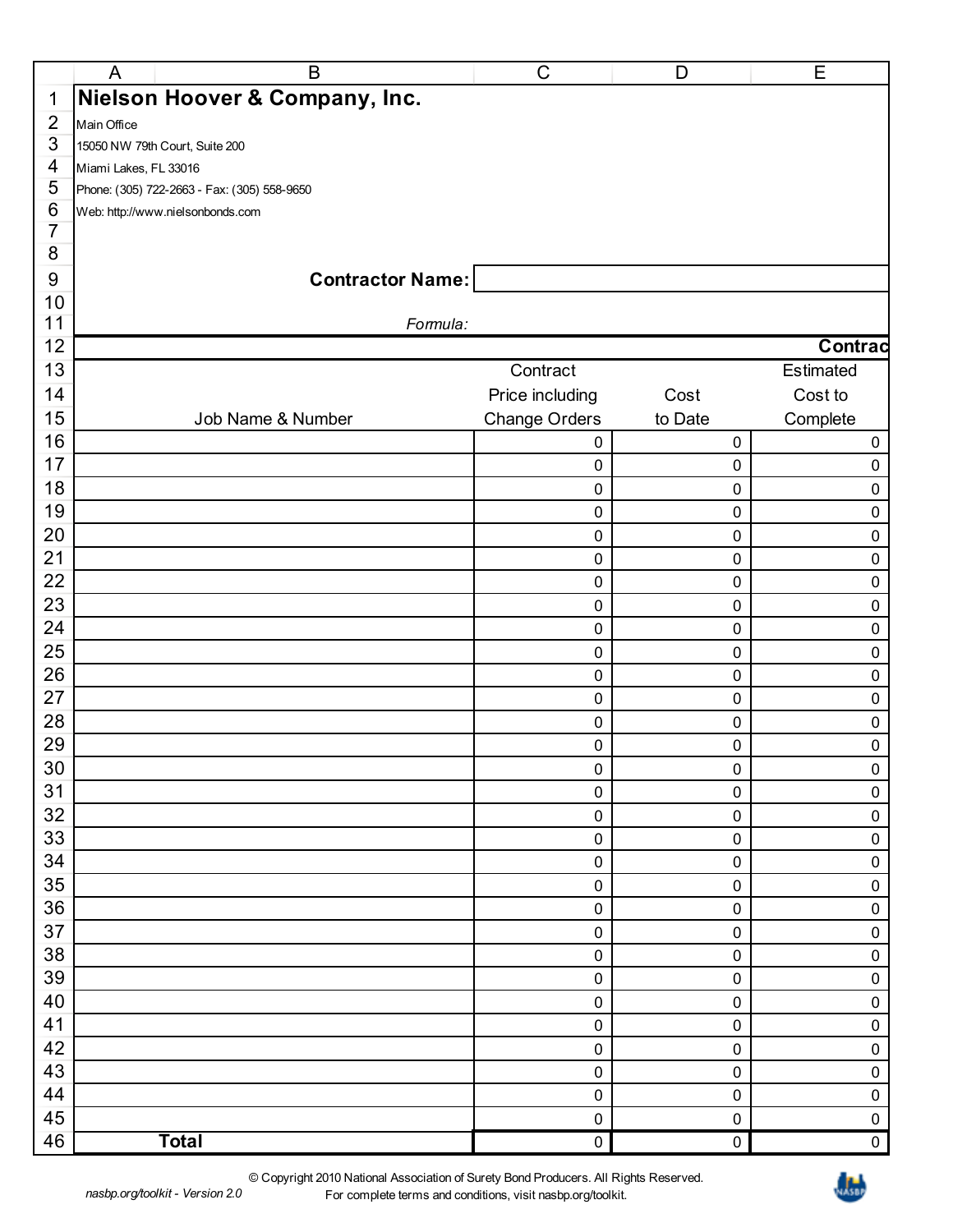# Nielson Hoover & Company, Inc.

Main Office
15050 NW 79th Court, Suite 200
Miami Lakes, FL 33016
Phone: (305) 722-2663 - Fax: (305) 558-9650
Web: http://www.nielsonbonds.com

**Contractor Name:**

*Formula:*

| | | **Contrac** |
|---|---|---|
| | | |

| Job Name & Number | Contract Price including Change Orders | Cost to Date | Estimated Cost to Complete |
|---|---|---|---|
| | 0 | 0 | 0 |
| | 0 | 0 | 0 |
| | 0 | 0 | 0 |
| | 0 | 0 | 0 |
| | 0 | 0 | 0 |
| | 0 | 0 | 0 |
| | 0 | 0 | 0 |
| | 0 | 0 | 0 |
| | 0 | 0 | 0 |
| | 0 | 0 | 0 |
| | 0 | 0 | 0 |
| | 0 | 0 | 0 |
| | 0 | 0 | 0 |
| | 0 | 0 | 0 |
| | 0 | 0 | 0 |
| | 0 | 0 | 0 |
| | 0 | 0 | 0 |
| | 0 | 0 | 0 |
| | 0 | 0 | 0 |
| | 0 | 0 | 0 |
| | 0 | 0 | 0 |
| | 0 | 0 | 0 |
| | 0 | 0 | 0 |
| | 0 | 0 | 0 |
| | 0 | 0 | 0 |
| | 0 | 0 | 0 |
| | 0 | 0 | 0 |
| | 0 | 0 | 0 |
| | 0 | 0 | 0 |
| | 0 | 0 | 0 |
| **Total** | 0 | 0 | 0 |

© Copyright 2010 National Association of Surety Bond Producers. All Rights Reserved.
For complete terms and conditions, visit nasbp.org/toolkit.

*nasbp.org/toolkit - Version 2.0*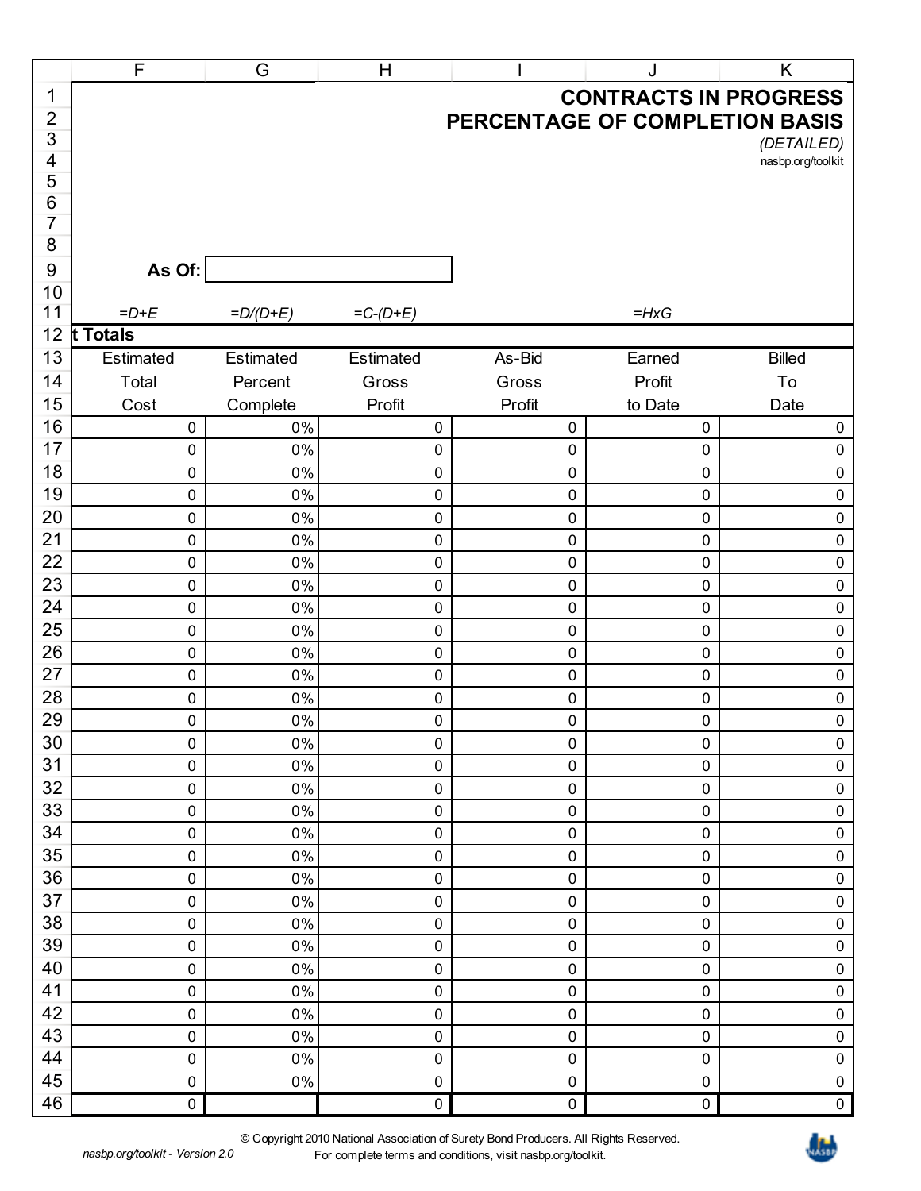# CONTRACTS IN PROGRESS
## PERCENTAGE OF COMPLETION BASIS
*(DETAILED)*

nasbp.org/toolkit

**As Of:**

| =D+E | =D/(D+E) | =C-(D+E) | | =HxG | |
|---|---|---|---|---|---|
| **t Totals** | | | | | |
| Estimated Total Cost | Estimated Percent Complete | Estimated Gross Profit | As-Bid Gross Profit | Earned Profit to Date | Billed To Date |
| 0 | 0% | 0 | 0 | 0 | 0 |
| 0 | 0% | 0 | 0 | 0 | 0 |
| 0 | 0% | 0 | 0 | 0 | 0 |
| 0 | 0% | 0 | 0 | 0 | 0 |
| 0 | 0% | 0 | 0 | 0 | 0 |
| 0 | 0% | 0 | 0 | 0 | 0 |
| 0 | 0% | 0 | 0 | 0 | 0 |
| 0 | 0% | 0 | 0 | 0 | 0 |
| 0 | 0% | 0 | 0 | 0 | 0 |
| 0 | 0% | 0 | 0 | 0 | 0 |
| 0 | 0% | 0 | 0 | 0 | 0 |
| 0 | 0% | 0 | 0 | 0 | 0 |
| 0 | 0% | 0 | 0 | 0 | 0 |
| 0 | 0% | 0 | 0 | 0 | 0 |
| 0 | 0% | 0 | 0 | 0 | 0 |
| 0 | 0% | 0 | 0 | 0 | 0 |
| 0 | 0% | 0 | 0 | 0 | 0 |
| 0 | 0% | 0 | 0 | 0 | 0 |
| 0 | 0% | 0 | 0 | 0 | 0 |
| 0 | 0% | 0 | 0 | 0 | 0 |
| 0 | 0% | 0 | 0 | 0 | 0 |
| 0 | 0% | 0 | 0 | 0 | 0 |
| 0 | 0% | 0 | 0 | 0 | 0 |
| 0 | 0% | 0 | 0 | 0 | 0 |
| 0 | 0% | 0 | 0 | 0 | 0 |
| 0 | 0% | 0 | 0 | 0 | 0 |
| 0 | 0% | 0 | 0 | 0 | 0 |
| 0 | 0% | 0 | 0 | 0 | 0 |
| 0 | 0% | 0 | 0 | 0 | 0 |
| 0 | 0% | 0 | 0 | 0 | 0 |
| 0 | | 0 | 0 | 0 | 0 |

© Copyright 2010 National Association of Surety Bond Producers. All Rights Reserved.
For complete terms and conditions, visit nasbp.org/toolkit.

*nasbp.org/toolkit - Version 2.0*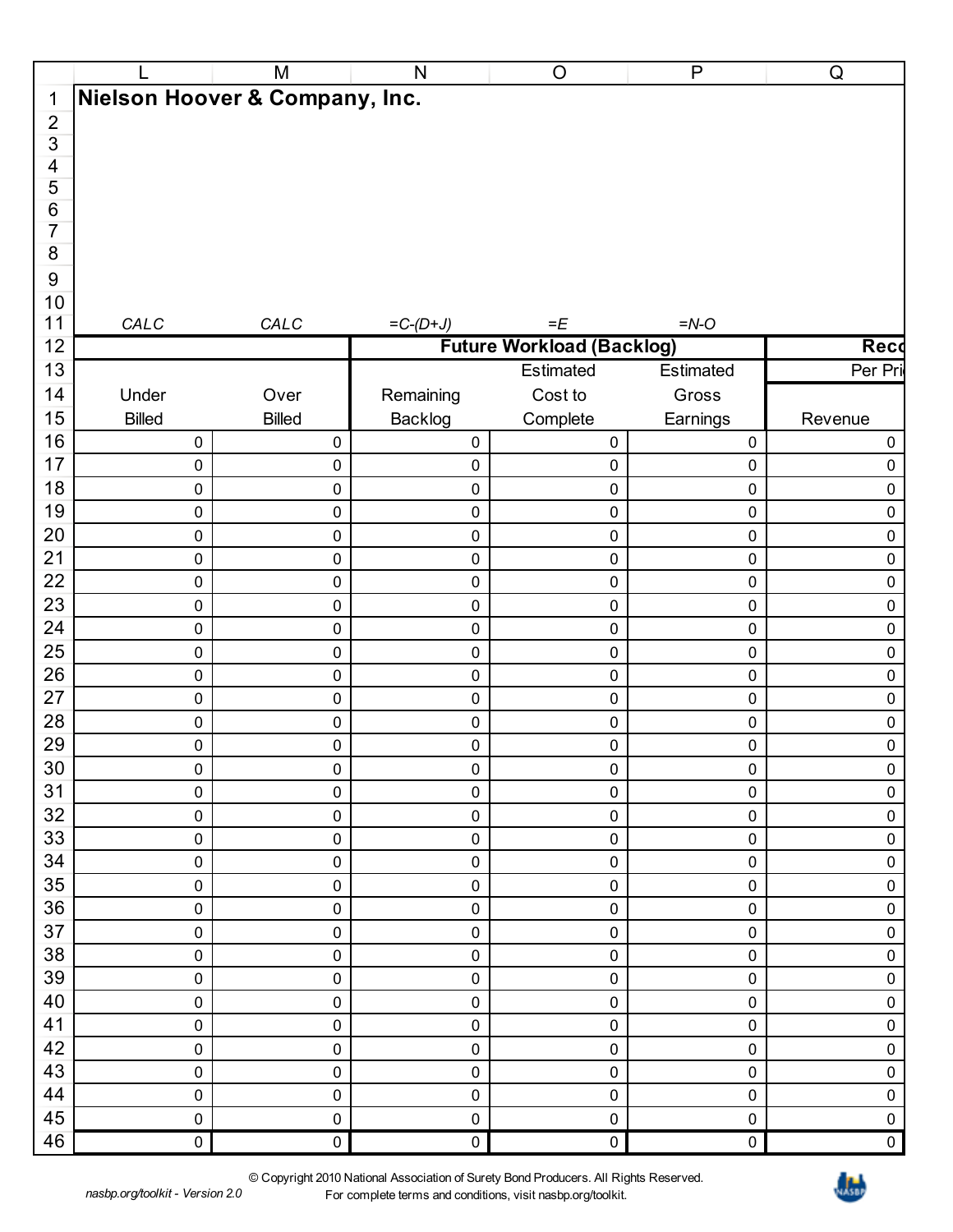# Nielson Hoover & Company, Inc.

| | L | M | N | O | P | Q |
|---|---|---|---|---|---|---|
| 11 | *CALC* | *CALC* | *=C-(D+J)* | *=E* | *=N-O* | |
| 12 | | | **Future Workload (Backlog)** | | | **Reco** |
| 13 | | | | Estimated | Estimated | Per Pri |
| 14 | Under | Over | Remaining | Cost to | Gross | |
| 15 | Billed | Billed | Backlog | Complete | Earnings | Revenue |
| 16 | 0 | 0 | 0 | 0 | 0 | 0 |
| 17 | 0 | 0 | 0 | 0 | 0 | 0 |
| 18 | 0 | 0 | 0 | 0 | 0 | 0 |
| 19 | 0 | 0 | 0 | 0 | 0 | 0 |
| 20 | 0 | 0 | 0 | 0 | 0 | 0 |
| 21 | 0 | 0 | 0 | 0 | 0 | 0 |
| 22 | 0 | 0 | 0 | 0 | 0 | 0 |
| 23 | 0 | 0 | 0 | 0 | 0 | 0 |
| 24 | 0 | 0 | 0 | 0 | 0 | 0 |
| 25 | 0 | 0 | 0 | 0 | 0 | 0 |
| 26 | 0 | 0 | 0 | 0 | 0 | 0 |
| 27 | 0 | 0 | 0 | 0 | 0 | 0 |
| 28 | 0 | 0 | 0 | 0 | 0 | 0 |
| 29 | 0 | 0 | 0 | 0 | 0 | 0 |
| 30 | 0 | 0 | 0 | 0 | 0 | 0 |
| 31 | 0 | 0 | 0 | 0 | 0 | 0 |
| 32 | 0 | 0 | 0 | 0 | 0 | 0 |
| 33 | 0 | 0 | 0 | 0 | 0 | 0 |
| 34 | 0 | 0 | 0 | 0 | 0 | 0 |
| 35 | 0 | 0 | 0 | 0 | 0 | 0 |
| 36 | 0 | 0 | 0 | 0 | 0 | 0 |
| 37 | 0 | 0 | 0 | 0 | 0 | 0 |
| 38 | 0 | 0 | 0 | 0 | 0 | 0 |
| 39 | 0 | 0 | 0 | 0 | 0 | 0 |
| 40 | 0 | 0 | 0 | 0 | 0 | 0 |
| 41 | 0 | 0 | 0 | 0 | 0 | 0 |
| 42 | 0 | 0 | 0 | 0 | 0 | 0 |
| 43 | 0 | 0 | 0 | 0 | 0 | 0 |
| 44 | 0 | 0 | 0 | 0 | 0 | 0 |
| 45 | 0 | 0 | 0 | 0 | 0 | 0 |
| 46 | 0 | 0 | 0 | 0 | 0 | 0 |

© Copyright 2010 National Association of Surety Bond Producers. All Rights Reserved.
For complete terms and conditions, visit nasbp.org/toolkit.

*nasbp.org/toolkit - Version 2.0*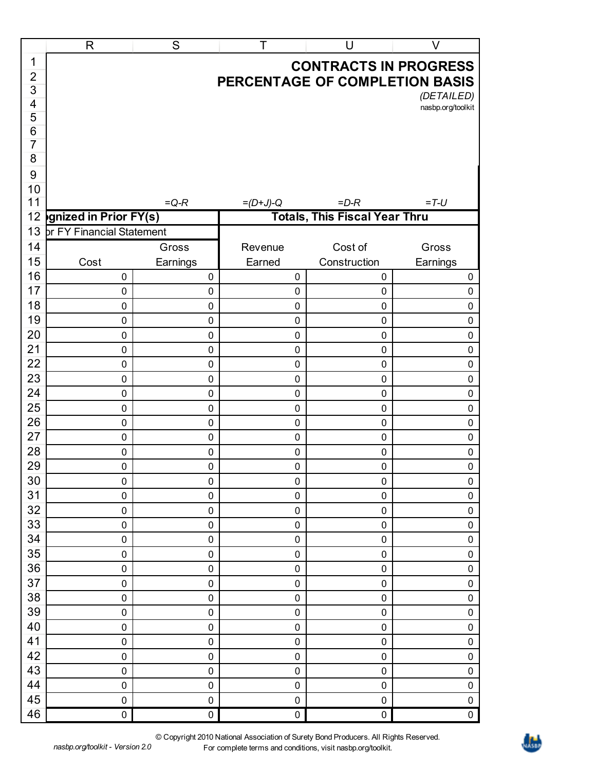# CONTRACTS IN PROGRESS
# PERCENTAGE OF COMPLETION BASIS

*(DETAILED)*

nasbp.org/toolkit

| | R | S | T | U | V |
|---|---|---|---|---|---|
| 11 | | *=Q-R* | *=(D+J)-Q* | *=D-R* | *=T-U* |
| 12 | **gnized in Prior FY(s)** | | **Totals, This Fiscal Year Thru** | | |
| 13 | or FY Financial Statement | | | | |
| 14 | | Gross | Revenue | Cost of | Gross |
| 15 | Cost | Earnings | Earned | Construction | Earnings |
| 16 | 0 | 0 | 0 | 0 | 0 |
| 17 | 0 | 0 | 0 | 0 | 0 |
| 18 | 0 | 0 | 0 | 0 | 0 |
| 19 | 0 | 0 | 0 | 0 | 0 |
| 20 | 0 | 0 | 0 | 0 | 0 |
| 21 | 0 | 0 | 0 | 0 | 0 |
| 22 | 0 | 0 | 0 | 0 | 0 |
| 23 | 0 | 0 | 0 | 0 | 0 |
| 24 | 0 | 0 | 0 | 0 | 0 |
| 25 | 0 | 0 | 0 | 0 | 0 |
| 26 | 0 | 0 | 0 | 0 | 0 |
| 27 | 0 | 0 | 0 | 0 | 0 |
| 28 | 0 | 0 | 0 | 0 | 0 |
| 29 | 0 | 0 | 0 | 0 | 0 |
| 30 | 0 | 0 | 0 | 0 | 0 |
| 31 | 0 | 0 | 0 | 0 | 0 |
| 32 | 0 | 0 | 0 | 0 | 0 |
| 33 | 0 | 0 | 0 | 0 | 0 |
| 34 | 0 | 0 | 0 | 0 | 0 |
| 35 | 0 | 0 | 0 | 0 | 0 |
| 36 | 0 | 0 | 0 | 0 | 0 |
| 37 | 0 | 0 | 0 | 0 | 0 |
| 38 | 0 | 0 | 0 | 0 | 0 |
| 39 | 0 | 0 | 0 | 0 | 0 |
| 40 | 0 | 0 | 0 | 0 | 0 |
| 41 | 0 | 0 | 0 | 0 | 0 |
| 42 | 0 | 0 | 0 | 0 | 0 |
| 43 | 0 | 0 | 0 | 0 | 0 |
| 44 | 0 | 0 | 0 | 0 | 0 |
| 45 | 0 | 0 | 0 | 0 | 0 |
| 46 | 0 | 0 | 0 | 0 | 0 |

© Copyright 2010 National Association of Surety Bond Producers. All Rights Reserved.
For complete terms and conditions, visit nasbp.org/toolkit.

*nasbp.org/toolkit - Version 2.0*